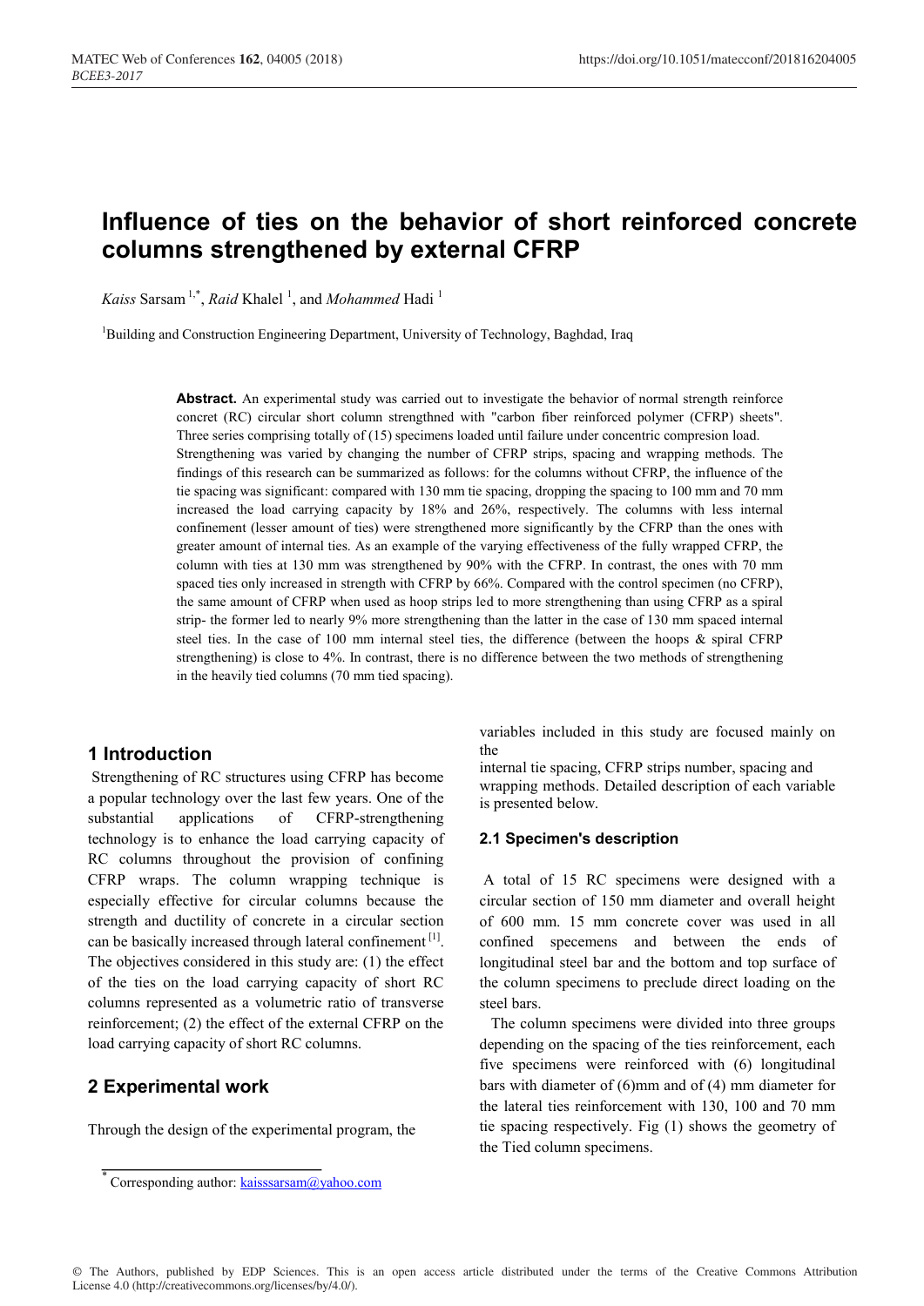# Influence of ties on the behavior of short reinforced concrete columns strengthened by external CFRP

*Kaiss* Sarsam [1,*], *Raid* Khalel [1], and *Mohammed* Hadi [1]

[1]Building and Construction Engineering Department, University of Technology, Baghdad, Iraq

**Abstract.** An experimental study was carried out to investigate the behavior of normal strength reinforce concrete (RC) circular short column strengthned with "carbon fiber reinforced polymer (CFRP) sheets". Three series comprising totally of (15) specimens loaded until failure under concentric compresion load. Strengthening was varied by changing the number of CFRP strips, spacing and wrapping methods. The findings of this research can be summarized as follows: for the columns without CFRP, the influence of the tie spacing was significant: compared with 130 mm tie spacing, dropping the spacing to 100 mm and 70 mm increased the load carrying capacity by 18% and 26%, respectively. The columns with less internal confinement (lesser amount of ties) were strengthened more significantly by the CFRP than the ones with greater amount of internal ties. As an example of the varying effectiveness of the fully wrapped CFRP, the column with ties at 130 mm was strengthened by 90% with the CFRP. In contrast, the ones with 70 mm spaced ties only increased in strength with CFRP by 66%. Compared with the control specimen (no CFRP), the same amount of CFRP when used as hoop strips led to more strengthening than using CFRP as a spiral strip- the former led to nearly 9% more strengthening than the latter in the case of 130 mm spaced internal steel ties. In the case of 100 mm internal steel ties, the difference (between the hoops & spiral CFRP strengthening) is close to 4%. In contrast, there is no difference between the two methods of strengthening in the heavily tied columns (70 mm tied spacing).

## 1 Introduction

Strengthening of RC structures using CFRP has become a popular technology over the last few years. One of the substantial applications of CFRP-strengthening technology is to enhance the load carrying capacity of RC columns throughout the provision of confining CFRP wraps. The column wrapping technique is especially effective for circular columns because the strength and ductility of concrete in a circular section can be basically increased through lateral confinement [1]. The objectives considered in this study are: (1) the effect of the ties on the load carrying capacity of short RC columns represented as a volumetric ratio of transverse reinforcement; (2) the effect of the external CFRP on the load carrying capacity of short RC columns.

## 2 Experimental work

Through the design of the experimental program, the variables included in this study are focused mainly on the internal tie spacing, CFRP strips number, spacing and wrapping methods. Detailed description of each variable is presented below.

### 2.1 Specimen's description

A total of 15 RC specimens were designed with a circular section of 150 mm diameter and overall height of 600 mm. 15 mm concrete cover was used in all confined specemens and between the ends of longitudinal steel bar and the bottom and top surface of the column specimens to preclude direct loading on the steel bars.

The column specimens were divided into three groups depending on the spacing of the ties reinforcement, each five specimens were reinforced with (6) longitudinal bars with diameter of (6)mm and of (4) mm diameter for the lateral ties reinforcement with 130, 100 and 70 mm tie spacing respectively. Fig (1) shows the geometry of the Tied column specimens.

[*] Corresponding author: kaisssarsam@yahoo.com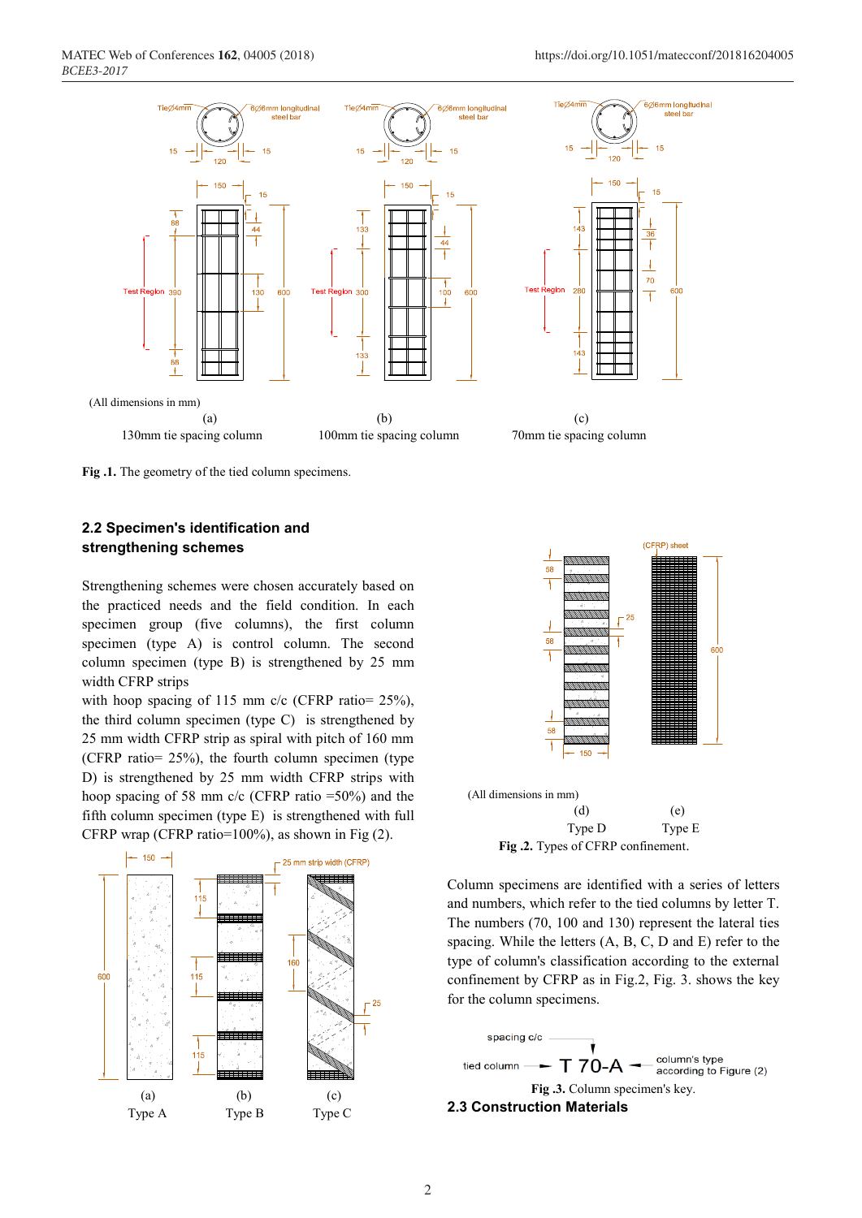(All dimensions in mm)

(a) 130mm tie spacing column

(b) 100mm tie spacing column

(c) 70mm tie spacing column

**Fig .1.** The geometry of the tied column specimens.

### 2.2 Specimen's identification and strengthening schemes

Strengthening schemes were chosen accurately based on the practiced needs and the field condition. In each specimen group (five columns), the first column specimen (type A) is control column. The second column specimen (type B) is strengthened by 25 mm width CFRP strips with hoop spacing of 115 mm c/c (CFRP ratio= 25%), the third column specimen (type C) is strengthened by 25 mm width CFRP strip as spiral with pitch of 160 mm (CFRP ratio= 25%), the fourth column specimen (type D) is strengthened by 25 mm width CFRP strips with hoop spacing of 58 mm c/c (CFRP ratio =50%) and the fifth column specimen (type E) is strengthened with full CFRP wrap (CFRP ratio=100%), as shown in Fig (2).

(a) Type A

(b) Type B

(c) Type C

(All dimensions in mm)

(d) Type D

(e) Type E

**Fig .2.** Types of CFRP confinement.

Column specimens are identified with a series of letters and numbers, which refer to the tied columns by letter T. The numbers (70, 100 and 130) represent the lateral ties spacing. While the letters (A, B, C, D and E) refer to the type of column's classification according to the external confinement by CFRP as in Fig.2, Fig. 3. shows the key for the column specimens.

**Fig .3.** Column specimen's key.

### 2.3 Construction Materials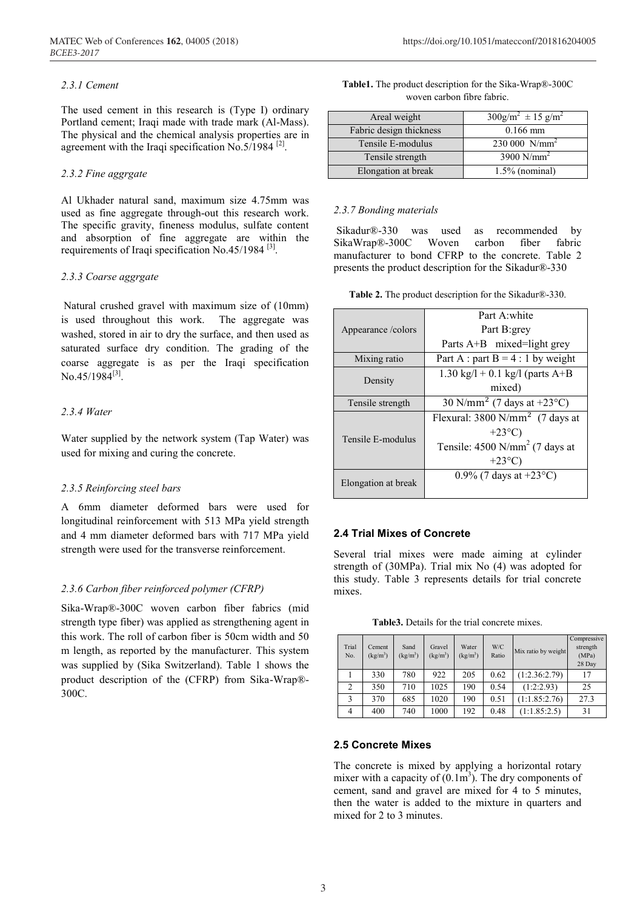### 2.3.1 Cement

The used cement in this research is (Type I) ordinary Portland cement; Iraqi made with trade mark (Al-Mass). The physical and the chemical analysis properties are in agreement with the Iraqi specification No.5/1984 [2].

### 2.3.2 Fine aggrgate

Al Ukhader natural sand, maximum size 4.75mm was used as fine aggregate through-out this research work. The specific gravity, fineness modulus, sulfate content and absorption of fine aggregate are within the requirements of Iraqi specification No.45/1984 [3].

### 2.3.3 Coarse aggrgate

Natural crushed gravel with maximum size of (10mm) is used throughout this work. The aggregate was washed, stored in air to dry the surface, and then used as saturated surface dry condition. The grading of the coarse aggregate is as per the Iraqi specification No.45/1984[3].

### 2.3.4 Water

Water supplied by the network system (Tap Water) was used for mixing and curing the concrete.

### 2.3.5 Reinforcing steel bars

A 6mm diameter deformed bars were used for longitudinal reinforcement with 513 MPa yield strength and 4 mm diameter deformed bars with 717 MPa yield strength were used for the transverse reinforcement.

### 2.3.6 Carbon fiber reinforced polymer (CFRP)

Sika-Wrap®-300C woven carbon fiber fabrics (mid strength type fiber) was applied as strengthening agent in this work. The roll of carbon fiber is 50cm width and 50 m length, as reported by the manufacturer. This system was supplied by (Sika Switzerland). Table 1 shows the product description of the (CFRP) from Sika-Wrap®-300C.

**Table1.** The product description for the Sika-Wrap®-300C woven carbon fibre fabric.

| Property | Value |
|---|---|
| Areal weight | $300 g/m^2 \pm 15 g/m^2$ |
| Fabric design thickness | 0.166 mm |
| Tensile E-modulus | 230 000 $N/mm^2$ |
| Tensile strength | 3900 $N/mm^2$ |
| Elongation at break | 1.5% (nominal) |

### 2.3.7 Bonding materials

Sikadur®-330 was used as recommended by SikaWrap®-300C Woven carbon fiber fabric manufacturer to bond CFRP to the concrete. Table 2 presents the product description for the Sikadur®-330

**Table 2.** The product description for the Sikadur®-330.

| Property | Value |
|---|---|
| Appearance /colors | Part A:white<br>Part B:grey<br>Parts A+B mixed=light grey |
| Mixing ratio | Part A : part B = 4 : 1 by weight |
| Density | 1.30 kg/l + 0.1 kg/l (parts A+B mixed) |
| Tensile strength | 30 $N/mm^2$ (7 days at +23°C) |
| Tensile E-modulus | Flexural: 3800 $N/mm^2$ (7 days at +23°C)<br>Tensile: 4500 $N/mm^2$ (7 days at +23°C) |
| Elongation at break | 0.9% (7 days at +23°C) |

## 2.4 Trial Mixes of Concrete

Several trial mixes were made aiming at cylinder strength of (30MPa). Trial mix No (4) was adopted for this study. Table 3 represents details for trial concrete mixes.

**Table3.** Details for the trial concrete mixes.

| Trial No. | Cement ($kg/m^3$) | Sand ($kg/m^3$) | Gravel ($kg/m^3$) | Water ($kg/m^3$) | W/C Ratio | Mix ratio by weight | Compressive strength (MPa) 28 Day |
|---|---|---|---|---|---|---|---|
| 1 | 330 | 780 | 922 | 205 | 0.62 | (1:2.36:2.79) | 17 |
| 2 | 350 | 710 | 1025 | 190 | 0.54 | (1:2:2.93) | 25 |
| 3 | 370 | 685 | 1020 | 190 | 0.51 | (1:1.85:2.76) | 27.3 |
| 4 | 400 | 740 | 1000 | 192 | 0.48 | (1:1.85:2.5) | 31 |

## 2.5 Concrete Mixes

The concrete is mixed by applying a horizontal rotary mixer with a capacity of ($0.1m^3$). The dry components of cement, sand and gravel are mixed for 4 to 5 minutes, then the water is added to the mixture in quarters and mixed for 2 to 3 minutes.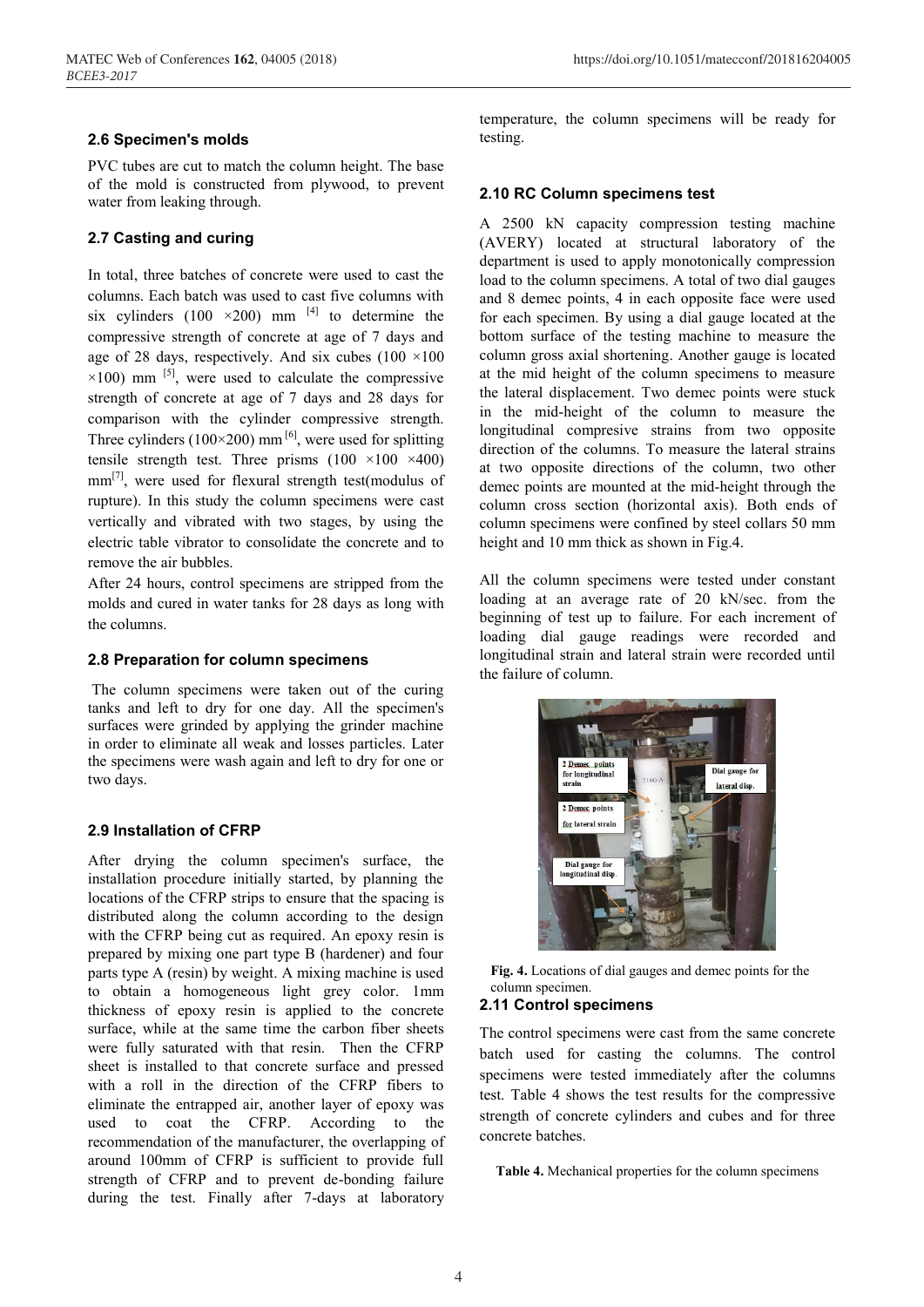### 2.6 Specimen's molds

PVC tubes are cut to match the column height. The base of the mold is constructed from plywood, to prevent water from leaking through.

### 2.7 Casting and curing

In total, three batches of concrete were used to cast the columns. Each batch was used to cast five columns with six cylinders (100 ×200) mm [4] to determine the compressive strength of concrete at age of 7 days and age of 28 days, respectively. And six cubes (100 ×100 ×100) mm [5], were used to calculate the compressive strength of concrete at age of 7 days and 28 days for comparison with the cylinder compressive strength. Three cylinders (100×200) mm [6], were used for splitting tensile strength test. Three prisms (100 ×100 ×400) mm[7], were used for flexural strength test(modulus of rupture). In this study the column specimens were cast vertically and vibrated with two stages, by using the electric table vibrator to consolidate the concrete and to remove the air bubbles.

After 24 hours, control specimens are stripped from the molds and cured in water tanks for 28 days as long with the columns.

### 2.8 Preparation for column specimens

The column specimens were taken out of the curing tanks and left to dry for one day. All the specimen's surfaces were grinded by applying the grinder machine in order to eliminate all weak and losses particles. Later the specimens were wash again and left to dry for one or two days.

### 2.9 Installation of CFRP

After drying the column specimen's surface, the installation procedure initially started, by planning the locations of the CFRP strips to ensure that the spacing is distributed along the column according to the design with the CFRP being cut as required. An epoxy resin is prepared by mixing one part type B (hardener) and four parts type A (resin) by weight. A mixing machine is used to obtain a homogeneous light grey color. 1mm thickness of epoxy resin is applied to the concrete surface, while at the same time the carbon fiber sheets were fully saturated with that resin. Then the CFRP sheet is installed to that concrete surface and pressed with a roll in the direction of the CFRP fibers to eliminate the entrapped air, another layer of epoxy was used to coat the CFRP. According to the recommendation of the manufacturer, the overlapping of around 100mm of CFRP is sufficient to provide full strength of CFRP and to prevent de-bonding failure during the test. Finally after 7-days at laboratory temperature, the column specimens will be ready for testing.

### 2.10 RC Column specimens test

A 2500 kN capacity compression testing machine (AVERY) located at structural laboratory of the department is used to apply monotonically compression load to the column specimens. A total of two dial gauges and 8 demec points, 4 in each opposite face were used for each specimen. By using a dial gauge located at the bottom surface of the testing machine to measure the column gross axial shortening. Another gauge is located at the mid height of the column specimens to measure the lateral displacement. Two demec points were stuck in the mid-height of the column to measure the longitudinal compresive strains from two opposite direction of the columns. To measure the lateral strains at two opposite directions of the column, two other demec points are mounted at the mid-height through the column cross section (horizontal axis). Both ends of column specimens were confined by steel collars 50 mm height and 10 mm thick as shown in Fig.4.

All the column specimens were tested under constant loading at an average rate of 20 kN/sec. from the beginning of test up to failure. For each increment of loading dial gauge readings were recorded and longitudinal strain and lateral strain were recorded until the failure of column.

**Fig. 4.** Locations of dial gauges and demec points for the column specimen.

### 2.11 Control specimens

The control specimens were cast from the same concrete batch used for casting the columns. The control specimens were tested immediately after the columns test. Table 4 shows the test results for the compressive strength of concrete cylinders and cubes and for three concrete batches.

**Table 4.** Mechanical properties for the column specimens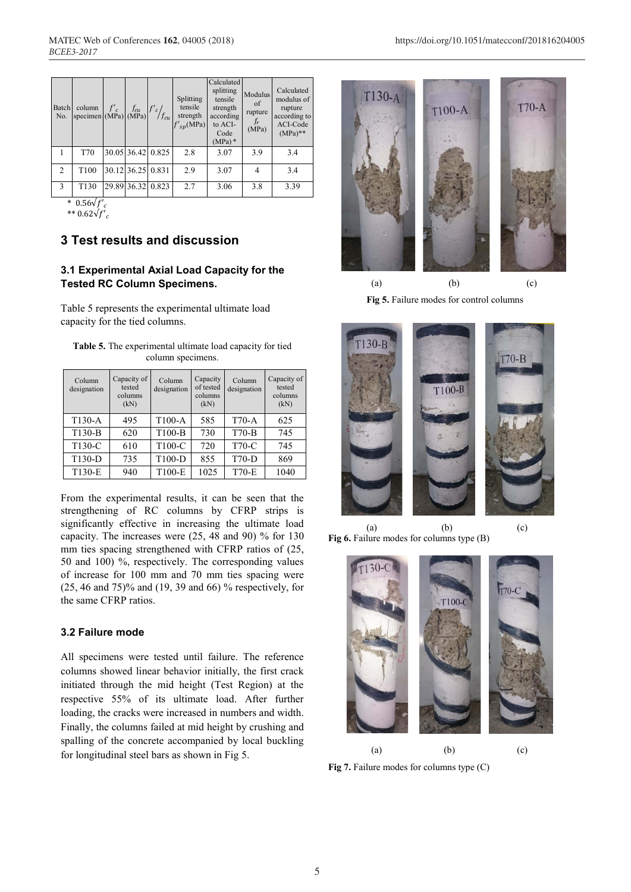| Batch No. | column specimen | $f'_c$ (MPa) | $f_{cu}$ (MPa) | $f'_c/f_{cu}$ | Splitting tensile strength $f'_{sp}$(MPa) | Calculated splitting tensile strength according to ACI-Code (MPa) * | Modulus of rupture $f_r$ (MPa) | Calculated modulus of rupture according to ACI-Code (MPa)** |
|---|---|---|---|---|---|---|---|---|
| 1 | T70 | 30.05 | 36.42 | 0.825 | 2.8 | 3.07 | 3.9 | 3.4 |
| 2 | T100 | 30.12 | 36.25 | 0.831 | 2.9 | 3.07 | 4 | 3.4 |
| 3 | T130 | 29.89 | 36.32 | 0.823 | 2.7 | 3.06 | 3.8 | 3.39 |

\* $0.56\sqrt{f'_c}$

\*\* $0.62\sqrt{f'_c}$

## 3 Test results and discussion

### 3.1 Experimental Axial Load Capacity for the Tested RC Column Specimens.

Table 5 represents the experimental ultimate load capacity for the tied columns.

**Table 5.** The experimental ultimate load capacity for tied column specimens.

| Column designation | Capacity of tested columns (kN) | Column designation | Capacity of tested columns (kN) | Column designation | Capacity of tested columns (kN) |
|---|---|---|---|---|---|
| T130-A | 495 | T100-A | 585 | T70-A | 625 |
| T130-B | 620 | T100-B | 730 | T70-B | 745 |
| T130-C | 610 | T100-C | 720 | T70-C | 745 |
| T130-D | 735 | T100-D | 855 | T70-D | 869 |
| T130-E | 940 | T100-E | 1025 | T70-E | 1040 |

From the experimental results, it can be seen that the strengthening of RC columns by CFRP strips is significantly effective in increasing the ultimate load capacity. The increases were (25, 48 and 90) % for 130 mm ties spacing strengthened with CFRP ratios of (25, 50 and 100) %, respectively. The corresponding values of increase for 100 mm and 70 mm ties spacing were (25, 46 and 75)% and (19, 39 and 66) % respectively, for the same CFRP ratios.

### 3.2 Failure mode

All specimens were tested until failure. The reference columns showed linear behavior initially, the first crack initiated through the mid height (Test Region) at the respective 55% of its ultimate load. After further loading, the cracks were increased in numbers and width. Finally, the columns failed at mid height by crushing and spalling of the concrete accompanied by local buckling for longitudinal steel bars as shown in Fig 5.

(a) (b) (c)

**Fig 5.** Failure modes for control columns

(a) (b) (c)

**Fig 6.** Failure modes for columns type (B)

(a) (b) (c)

**Fig 7.** Failure modes for columns type (C)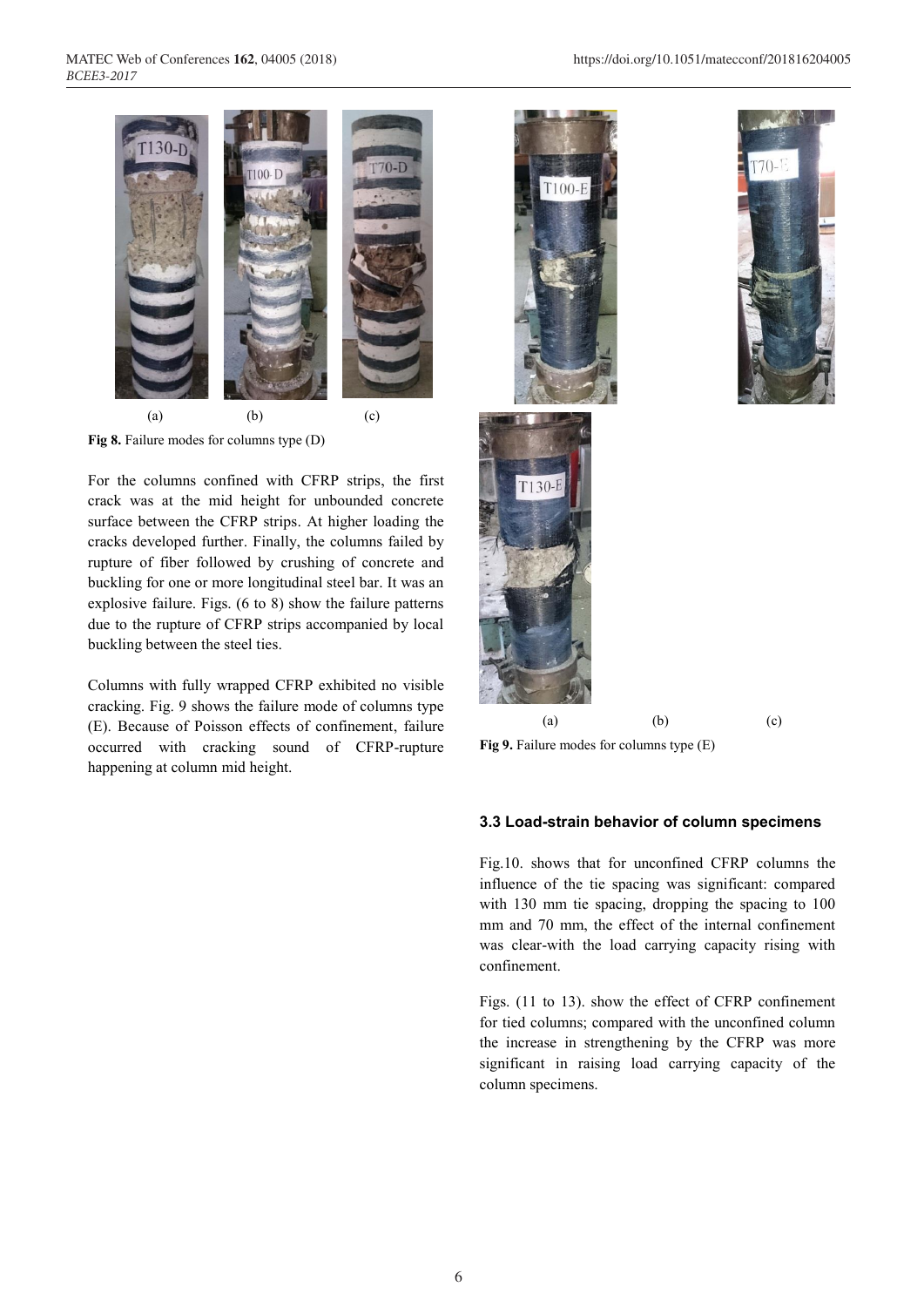(a) (b) (c)

**Fig 8.** Failure modes for columns type (D)

For the columns confined with CFRP strips, the first crack was at the mid height for unbounded concrete surface between the CFRP strips. At higher loading the cracks developed further. Finally, the columns failed by rupture of fiber followed by crushing of concrete and buckling for one or more longitudinal steel bar. It was an explosive failure. Figs. (6 to 8) show the failure patterns due to the rupture of CFRP strips accompanied by local buckling between the steel ties.

Columns with fully wrapped CFRP exhibited no visible cracking. Fig. 9 shows the failure mode of columns type (E). Because of Poisson effects of confinement, failure occurred with cracking sound of CFRP-rupture happening at column mid height.

(a) (b) (c)

**Fig 9.** Failure modes for columns type (E)

### 3.3 Load-strain behavior of column specimens

Fig.10. shows that for unconfined CFRP columns the influence of the tie spacing was significant: compared with 130 mm tie spacing, dropping the spacing to 100 mm and 70 mm, the effect of the internal confinement was clear-with the load carrying capacity rising with confinement.

Figs. (11 to 13). show the effect of CFRP confinement for tied columns; compared with the unconfined column the increase in strengthening by the CFRP was more significant in raising load carrying capacity of the column specimens.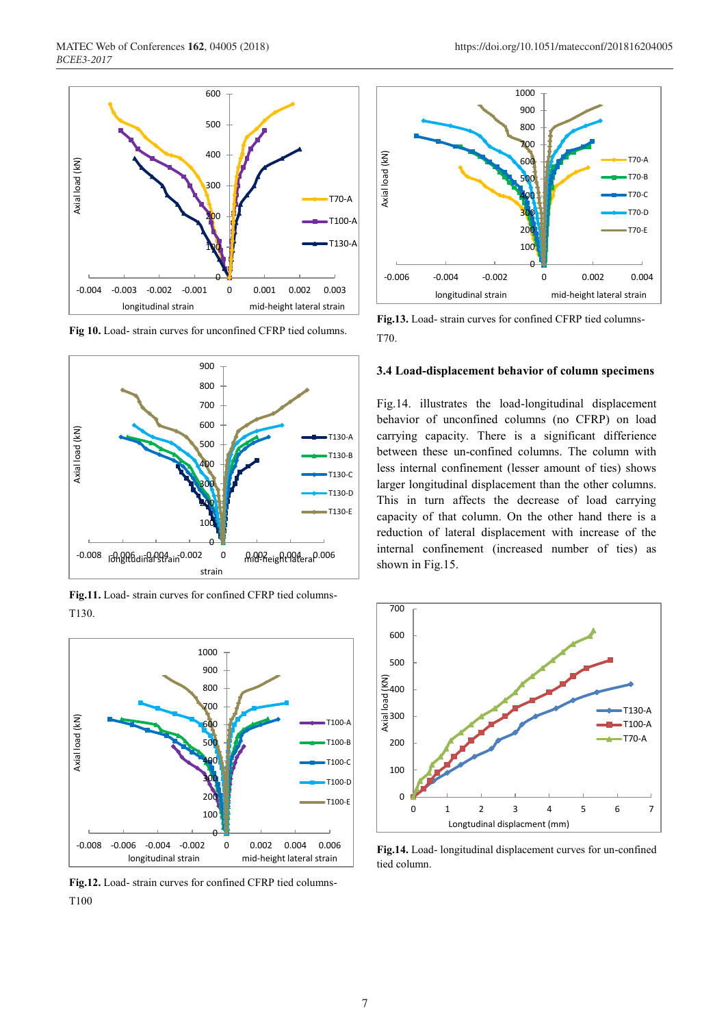Fig 10. Load- strain curves for unconfined CFRP tied columns.

Fig.11. Load- strain curves for confined CFRP tied columns-T130.

Fig.12. Load- strain curves for confined CFRP tied columns-T100

Fig.13. Load- strain curves for confined CFRP tied columns-T70.

### 3.4 Load-displacement behavior of column specimens

Fig.14. illustrates the load-longitudinal displacement behavior of unconfined columns (no CFRP) on load carrying capacity. There is a significant difference between these un-confined columns. The column with less internal confinement (lesser amount of ties) shows larger longitudinal displacement than the other columns. This in turn affects the decrease of load carrying capacity of that column. On the other hand there is a reduction of lateral displacement with increase of the internal confinement (increased number of ties) as shown in Fig.15.

Fig.14. Load- longitudinal displacement curves for un-confined tied column.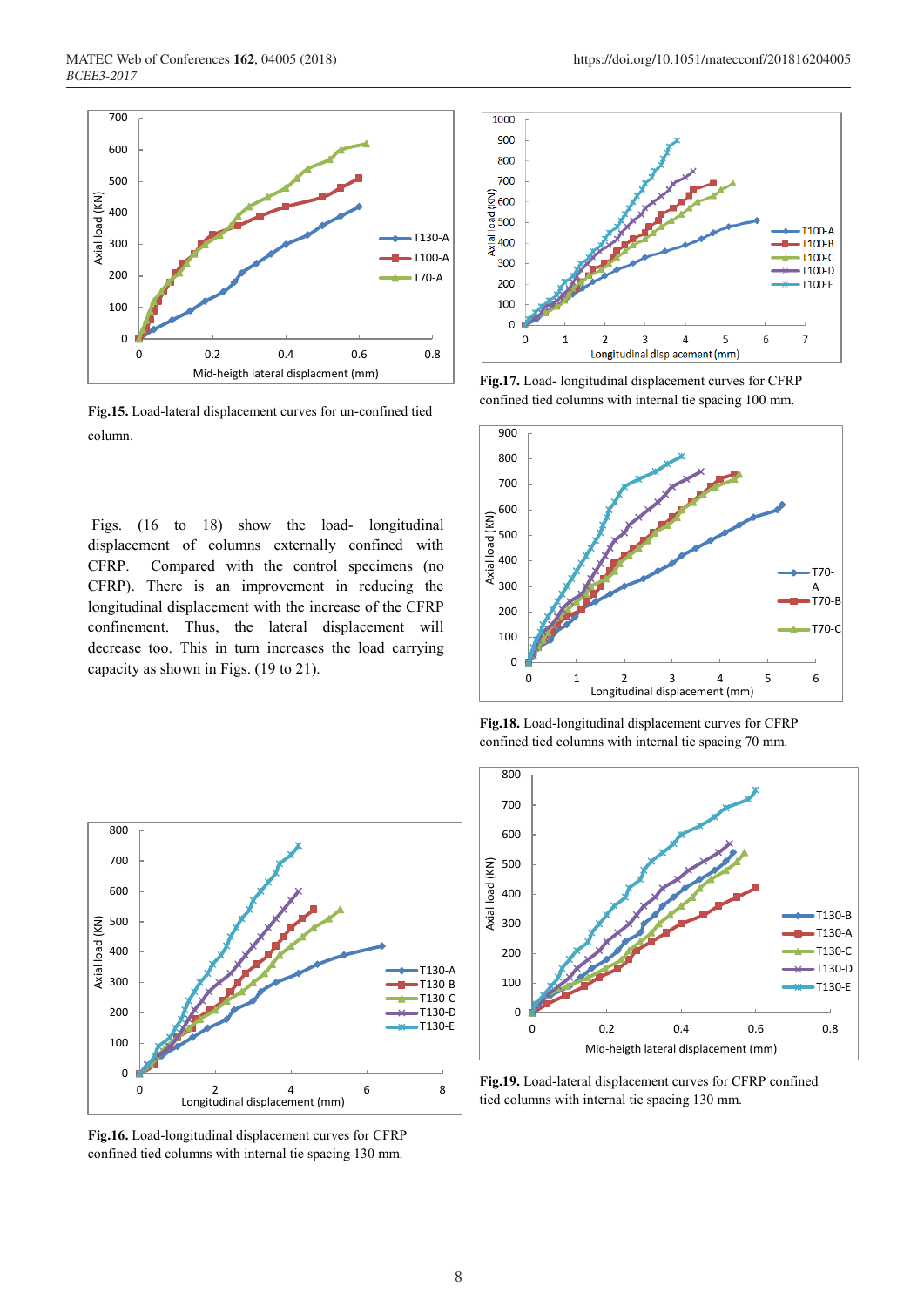**Fig.15.** Load-lateral displacement curves for un-confined tied column.

Figs. (16 to 18) show the load- longitudinal displacement of columns externally confined with CFRP. Compared with the control specimens (no CFRP). There is an improvement in reducing the longitudinal displacement with the increase of the CFRP confinement. Thus, the lateral displacement will decrease too. This in turn increases the load carrying capacity as shown in Figs. (19 to 21).

**Fig.16.** Load-longitudinal displacement curves for CFRP confined tied columns with internal tie spacing 130 mm.

**Fig.17.** Load- longitudinal displacement curves for CFRP confined tied columns with internal tie spacing 100 mm.

**Fig.18.** Load-longitudinal displacement curves for CFRP confined tied columns with internal tie spacing 70 mm.

**Fig.19.** Load-lateral displacement curves for CFRP confined tied columns with internal tie spacing 130 mm.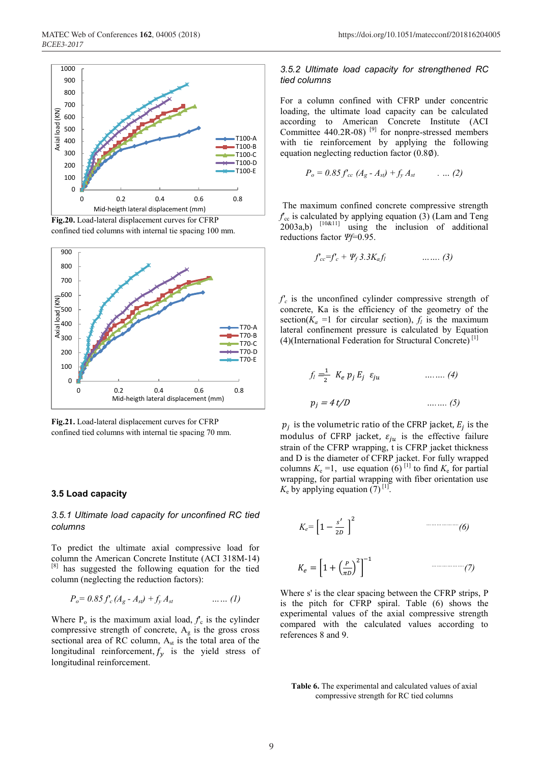Fig.20. Load-lateral displacement curves for CFRP confined tied columns with internal tie spacing 100 mm.

Fig.21. Load-lateral displacement curves for CFRP confined tied columns with internal tie spacing 70 mm.

## 3.5 Load capacity

### *3.5.1 Ultimate load capacity for unconfined RC tied columns*

To predict the ultimate axial compressive load for column the American Concrete Institute (ACI 318M-14) [8] has suggested the following equation for the tied column (neglecting the reduction factors):

$$P_o = 0.85\, f'_c\, (A_g - A_{st}) + f_y\, A_{st} \qquad \ldots\ldots (1)$$

Where $P_o$ is the maximum axial load, $f'_c$ is the cylinder compressive strength of concrete, $A_g$ is the gross cross sectional area of RC column, $A_{st}$ is the total area of the longitudinal reinforcement, $f_y$ is the yield stress of longitudinal reinforcement.

### *3.5.2 Ultimate load capacity for strengthened RC tied columns*

For a column confined with CFRP under concentric loading, the ultimate load capacity can be calculated according to American Concrete Institute (ACI Committee 440.2R-08) [9] for nonpre-stressed members with tie reinforcement by applying the following equation neglecting reduction factor (0.8∅).

$$P_o = 0.85\, f'_{cc}\, (A_g - A_{st}) + f_y\, A_{st} \qquad \ldots\ (2)$$

The maximum confined concrete compressive strength $f'_{cc}$ is calculated by applying equation (3) (Lam and Teng 2003a,b) [10&11] using the inclusion of additional reductions factor $\Psi_f$=0.95.

$$f'_{cc} = f'_c + \Psi_f\, 3.3 K_a f_l \qquad \ldots\ldots (3)$$

$f'_c$ is the unconfined cylinder compressive strength of concrete, Ka is the efficiency of the geometry of the section($K_a$ =1 for circular section), $f_l$ is the maximum lateral confinement pressure is calculated by Equation (4)(International Federation for Structural Concrete) [1]

$$f_l = \frac{1}{2}\ K_e\, p_j\, E_j\ \varepsilon_{ju} \qquad \ldots\ldots (4)$$

$$p_j = 4\,t/D \qquad \ldots\ldots (5)$$

$p_j$ is the volumetric ratio of the CFRP jacket, $E_j$ is the modulus of CFRP jacket, $\varepsilon_{ju}$ is the effective failure strain of the CFRP wrapping, t is CFRP jacket thickness and D is the diameter of CFRP jacket. For fully wrapped columns $K_e$ =1, use equation (6) [1] to find $K_e$ for partial wrapping, for partial wrapping with fiber orientation use $K_e$ by applying equation (7) [1].

$$K_e = \left[1 - \frac{s'}{2D}\right]^2 \qquad \ldots\ldots (6)$$

$$K_e = \left[1 + \left(\frac{P}{\pi D}\right)^2\right]^{-1} \qquad \ldots\ldots (7)$$

Where s' is the clear spacing between the CFRP strips, P is the pitch for CFRP spiral. Table (6) shows the experimental values of the axial compressive strength compared with the calculated values according to references 8 and 9.

**Table 6.** The experimental and calculated values of axial compressive strength for RC tied columns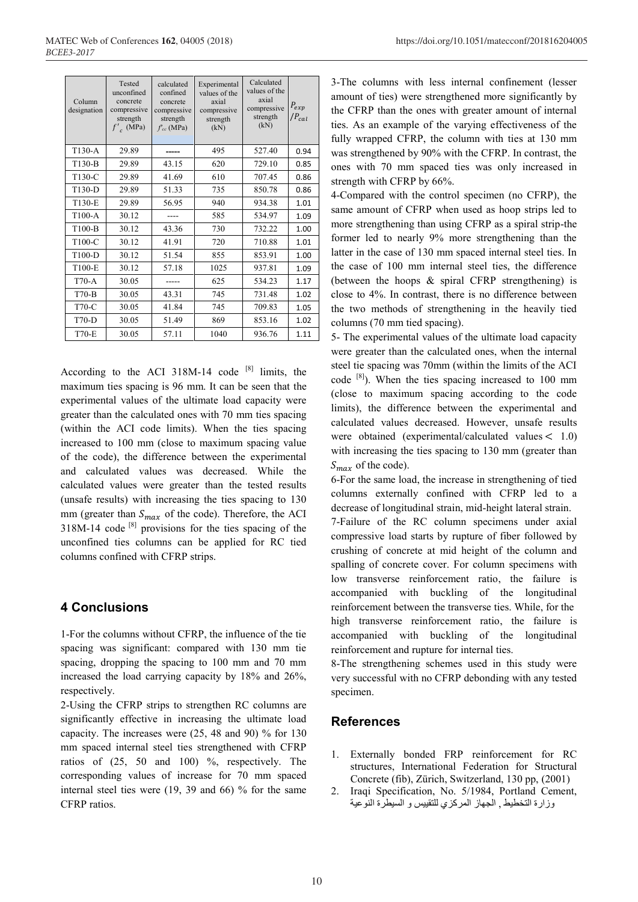| Column designation | Tested unconfined concrete compressive strength $f'_c$ (MPa) | calculated confined concrete compressive strength $f'_{cc}$ (MPa) | Experimental values of the axial compressive strength (kN) | Calculated values of the axial compressive strength (kN) | $P_{exp}/P_{cal}$ |
|---|---|---|---|---|---|
| T130-A | 29.89 | ----- | 495 | 527.40 | 0.94 |
| T130-B | 29.89 | 43.15 | 620 | 729.10 | 0.85 |
| T130-C | 29.89 | 41.69 | 610 | 707.45 | 0.86 |
| T130-D | 29.89 | 51.33 | 735 | 850.78 | 0.86 |
| T130-E | 29.89 | 56.95 | 940 | 934.38 | 1.01 |
| T100-A | 30.12 | ---- | 585 | 534.97 | 1.09 |
| T100-B | 30.12 | 43.36 | 730 | 732.22 | 1.00 |
| T100-C | 30.12 | 41.91 | 720 | 710.88 | 1.01 |
| T100-D | 30.12 | 51.54 | 855 | 853.91 | 1.00 |
| T100-E | 30.12 | 57.18 | 1025 | 937.81 | 1.09 |
| T70-A | 30.05 | ----- | 625 | 534.23 | 1.17 |
| T70-B | 30.05 | 43.31 | 745 | 731.48 | 1.02 |
| T70-C | 30.05 | 41.84 | 745 | 709.83 | 1.05 |
| T70-D | 30.05 | 51.49 | 869 | 853.16 | 1.02 |
| T70-E | 30.05 | 57.11 | 1040 | 936.76 | 1.11 |

According to the ACI 318M-14 code [8] limits, the maximum ties spacing is 96 mm. It can be seen that the experimental values of the ultimate load capacity were greater than the calculated ones with 70 mm ties spacing (within the ACI code limits). When the ties spacing increased to 100 mm (close to maximum spacing value of the code), the difference between the experimental and calculated values was decreased. While the calculated values were greater than the tested results (unsafe results) with increasing the ties spacing to 130 mm (greater than $S_{max}$ of the code). Therefore, the ACI 318M-14 code [8] provisions for the ties spacing of the unconfined ties columns can be applied for RC tied columns confined with CFRP strips.

## 4 Conclusions

1-For the columns without CFRP, the influence of the tie spacing was significant: compared with 130 mm tie spacing, dropping the spacing to 100 mm and 70 mm increased the load carrying capacity by 18% and 26%, respectively.

2-Using the CFRP strips to strengthen RC columns are significantly effective in increasing the ultimate load capacity. The increases were (25, 48 and 90) % for 130 mm spaced internal steel ties strengthened with CFRP ratios of (25, 50 and 100) %, respectively. The corresponding values of increase for 70 mm spaced internal steel ties were (19, 39 and 66) % for the same CFRP ratios.

3-The columns with less internal confinement (lesser amount of ties) were strengthened more significantly by the CFRP than the ones with greater amount of internal ties. As an example of the varying effectiveness of the fully wrapped CFRP, the column with ties at 130 mm was strengthened by 90% with the CFRP. In contrast, the ones with 70 mm spaced ties was only increased in strength with CFRP by 66%.

4-Compared with the control specimen (no CFRP), the same amount of CFRP when used as hoop strips led to more strengthening than using CFRP as a spiral strip-the former led to nearly 9% more strengthening than the latter in the case of 130 mm spaced internal steel ties. In the case of 100 mm internal steel ties, the difference (between the hoops & spiral CFRP strengthening) is close to 4%. In contrast, there is no difference between the two methods of strengthening in the heavily tied columns (70 mm tied spacing).

5- The experimental values of the ultimate load capacity were greater than the calculated ones, when the internal steel tie spacing was 70mm (within the limits of the ACI code [8]). When the ties spacing increased to 100 mm (close to maximum spacing according to the code limits), the difference between the experimental and calculated values decreased. However, unsafe results were obtained (experimental/calculated values $< 1.0$) with increasing the ties spacing to 130 mm (greater than $S_{max}$ of the code).

6-For the same load, the increase in strengthening of tied columns externally confined with CFRP led to a decrease of longitudinal strain, mid-height lateral strain.

7-Failure of the RC column specimens under axial compressive load starts by rupture of fiber followed by crushing of concrete at mid height of the column and spalling of concrete cover. For column specimens with low transverse reinforcement ratio, the failure is accompanied with buckling of the longitudinal reinforcement between the transverse ties. While, for the high transverse reinforcement ratio, the failure is accompanied with buckling of the longitudinal reinforcement and rupture for internal ties.

8-The strengthening schemes used in this study were very successful with no CFRP debonding with any tested specimen.

## References

1. Externally bonded FRP reinforcement for RC structures, International Federation for Structural Concrete (fib), Zürich, Switzerland, 130 pp, (2001)
2. Iraqi Specification, No. 5/1984, Portland Cement, وزارة التخطيط , الجهاز المركزي للتقييس و السيطرة النوعية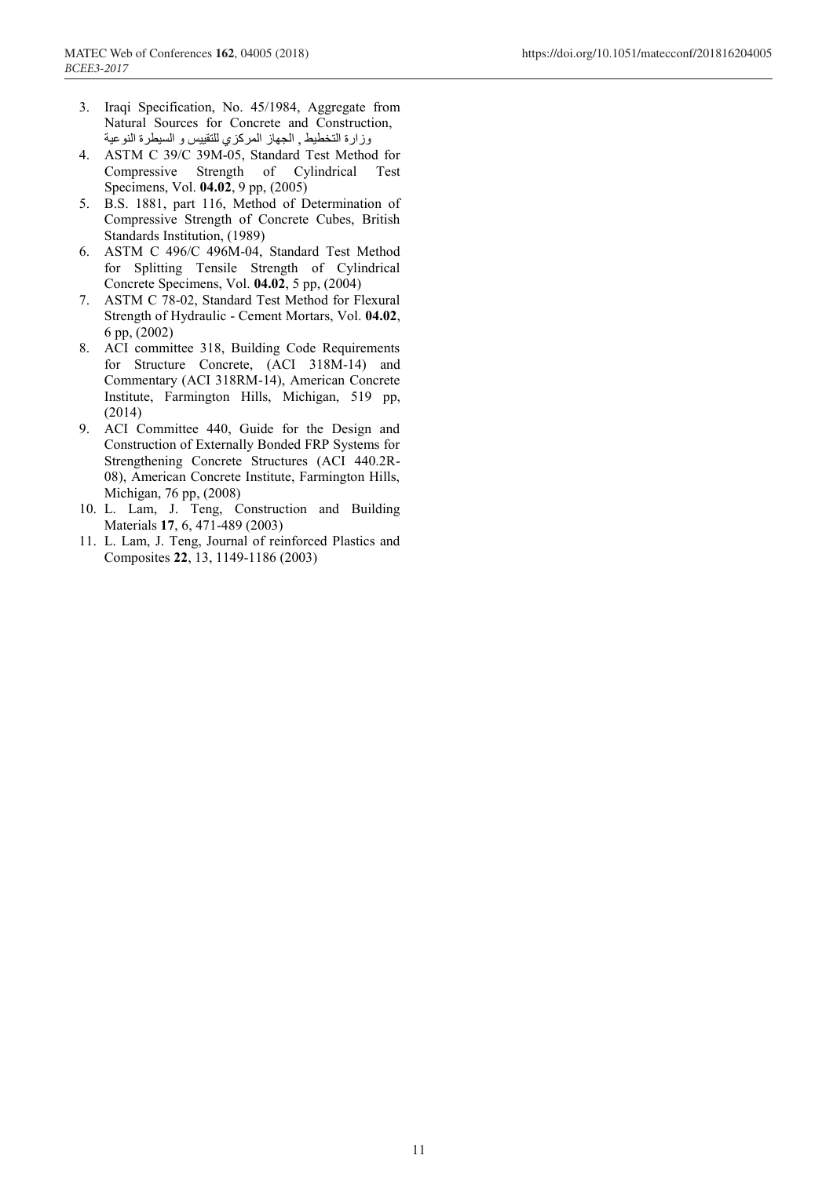3. Iraqi Specification, No. 45/1984, Aggregate from Natural Sources for Concrete and Construction, وزارة التخطيط , الجهاز المركزي للتقييس و السيطرة النوعية
4. ASTM C 39/C 39M-05, Standard Test Method for Compressive Strength of Cylindrical Test Specimens, Vol. **04.02**, 9 pp, (2005)
5. B.S. 1881, part 116, Method of Determination of Compressive Strength of Concrete Cubes, British Standards Institution, (1989)
6. ASTM C 496/C 496M-04, Standard Test Method for Splitting Tensile Strength of Cylindrical Concrete Specimens, Vol. **04.02**, 5 pp, (2004)
7. ASTM C 78-02, Standard Test Method for Flexural Strength of Hydraulic - Cement Mortars, Vol. **04.02**, 6 pp, (2002)
8. ACI committee 318, Building Code Requirements for Structure Concrete, (ACI 318M-14) and Commentary (ACI 318RM-14), American Concrete Institute, Farmington Hills, Michigan, 519 pp, (2014)
9. ACI Committee 440, Guide for the Design and Construction of Externally Bonded FRP Systems for Strengthening Concrete Structures (ACI 440.2R-08), American Concrete Institute, Farmington Hills, Michigan, 76 pp, (2008)
10. L. Lam, J. Teng, Construction and Building Materials **17**, 6, 471-489 (2003)
11. L. Lam, J. Teng, Journal of reinforced Plastics and Composites **22**, 13, 1149-1186 (2003)